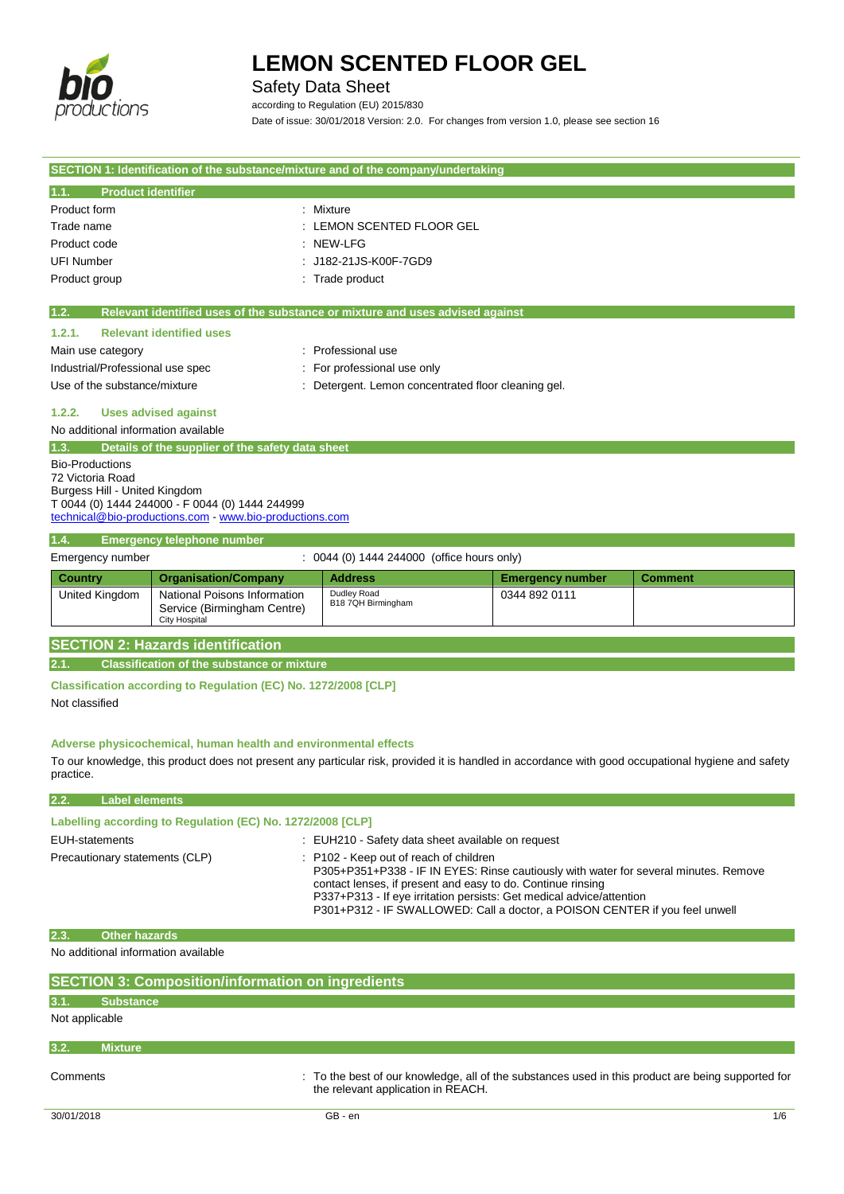# LEMON SCENTED FLOOR GEL

Safety Data Sheet

according to Regulation (EU) 2015/830

Date of issue: 30/01/2018 Version: 2.0. For changes from version 1.0, please see section 16

## SECTION 1: Identification of the substance/mixture and of the company/undertaking

### 1.1. Product identifier

| | |
|---|---|
| Product form | : Mixture |
| Trade name | : LEMON SCENTED FLOOR GEL |
| Product code | : NEW-LFG |
| UFI Number | : J182-21JS-K00F-7GD9 |
| Product group | : Trade product |

### 1.2. Relevant identified uses of the substance or mixture and uses advised against

#### 1.2.1. Relevant identified uses

| | |
|---|---|
| Main use category | : Professional use |
| Industrial/Professional use spec | : For professional use only |
| Use of the substance/mixture | : Detergent. Lemon concentrated floor cleaning gel. |

#### 1.2.2. Uses advised against

No additional information available

### 1.3. Details of the supplier of the safety data sheet

Bio-Productions
72 Victoria Road
Burgess Hill - United Kingdom
T 0044 (0) 1444 244000 - F 0044 (0) 1444 244999
technical@bio-productions.com - www.bio-productions.com

### 1.4. Emergency telephone number

Emergency number : 0044 (0) 1444 244000 (office hours only)

| Country | Organisation/Company | Address | Emergency number | Comment |
|---|---|---|---|---|
| United Kingdom | National Poisons Information Service (Birmingham Centre) City Hospital | Dudley Road B18 7QH Birmingham | 0344 892 0111 | |

## SECTION 2: Hazards identification

### 2.1. Classification of the substance or mixture

**Classification according to Regulation (EC) No. 1272/2008 [CLP]**

Not classified

**Adverse physicochemical, human health and environmental effects**

To our knowledge, this product does not present any particular risk, provided it is handled in accordance with good occupational hygiene and safety practice.

### 2.2. Label elements

**Labelling according to Regulation (EC) No. 1272/2008 [CLP]**

| | |
|---|---|
| EUH-statements | : EUH210 - Safety data sheet available on request |
| Precautionary statements (CLP) | : P102 - Keep out of reach of children<br>P305+P351+P338 - IF IN EYES: Rinse cautiously with water for several minutes. Remove contact lenses, if present and easy to do. Continue rinsing<br>P337+P313 - If eye irritation persists: Get medical advice/attention<br>P301+P312 - IF SWALLOWED: Call a doctor, a POISON CENTER if you feel unwell |

### 2.3. Other hazards

No additional information available

## SECTION 3: Composition/information on ingredients

### 3.1. Substance

Not applicable

### 3.2. Mixture

Comments : To the best of our knowledge, all of the substances used in this product are being supported for the relevant application in REACH.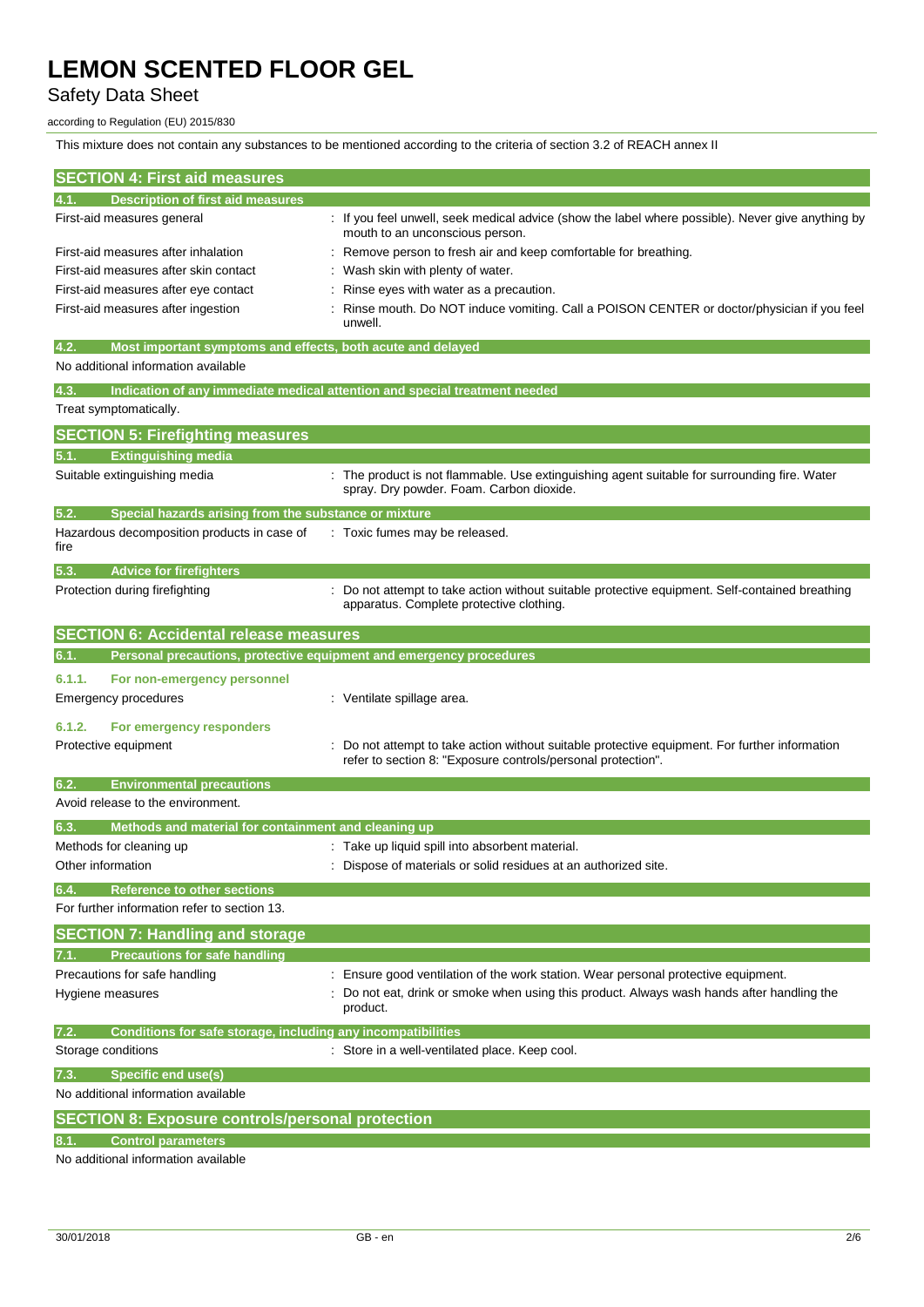This mixture does not contain any substances to be mentioned according to the criteria of section 3.2 of REACH annex II

## SECTION 4: First aid measures

### 4.1. Description of first aid measures

| | |
|---|---|
| First-aid measures general | : If you feel unwell, seek medical advice (show the label where possible). Never give anything by mouth to an unconscious person. |
| First-aid measures after inhalation | : Remove person to fresh air and keep comfortable for breathing. |
| First-aid measures after skin contact | : Wash skin with plenty of water. |
| First-aid measures after eye contact | : Rinse eyes with water as a precaution. |
| First-aid measures after ingestion | : Rinse mouth. Do NOT induce vomiting. Call a POISON CENTER or doctor/physician if you feel unwell. |

### 4.2. Most important symptoms and effects, both acute and delayed

No additional information available

### 4.3. Indication of any immediate medical attention and special treatment needed

Treat symptomatically.

## SECTION 5: Firefighting measures

### 5.1. Extinguishing media

| | |
|---|---|
| Suitable extinguishing media | : The product is not flammable. Use extinguishing agent suitable for surrounding fire. Water spray. Dry powder. Foam. Carbon dioxide. |

### 5.2. Special hazards arising from the substance or mixture

| | |
|---|---|
| Hazardous decomposition products in case of fire | : Toxic fumes may be released. |

### 5.3. Advice for firefighters

| | |
|---|---|
| Protection during firefighting | : Do not attempt to take action without suitable protective equipment. Self-contained breathing apparatus. Complete protective clothing. |

## SECTION 6: Accidental release measures

### 6.1. Personal precautions, protective equipment and emergency procedures

#### 6.1.1. For non-emergency personnel

| | |
|---|---|
| Emergency procedures | : Ventilate spillage area. |

#### 6.1.2. For emergency responders

| | |
|---|---|
| Protective equipment | : Do not attempt to take action without suitable protective equipment. For further information refer to section 8: "Exposure controls/personal protection". |

### 6.2. Environmental precautions

Avoid release to the environment.

### 6.3. Methods and material for containment and cleaning up

| | |
|---|---|
| Methods for cleaning up | : Take up liquid spill into absorbent material. |
| Other information | : Dispose of materials or solid residues at an authorized site. |

### 6.4. Reference to other sections

For further information refer to section 13.

## SECTION 7: Handling and storage

### 7.1. Precautions for safe handling

| | |
|---|---|
| Precautions for safe handling | : Ensure good ventilation of the work station. Wear personal protective equipment. |
| Hygiene measures | : Do not eat, drink or smoke when using this product. Always wash hands after handling the product. |

### 7.2. Conditions for safe storage, including any incompatibilities

| | |
|---|---|
| Storage conditions | : Store in a well-ventilated place. Keep cool. |

### 7.3. Specific end use(s)

No additional information available

## SECTION 8: Exposure controls/personal protection

### 8.1. Control parameters

No additional information available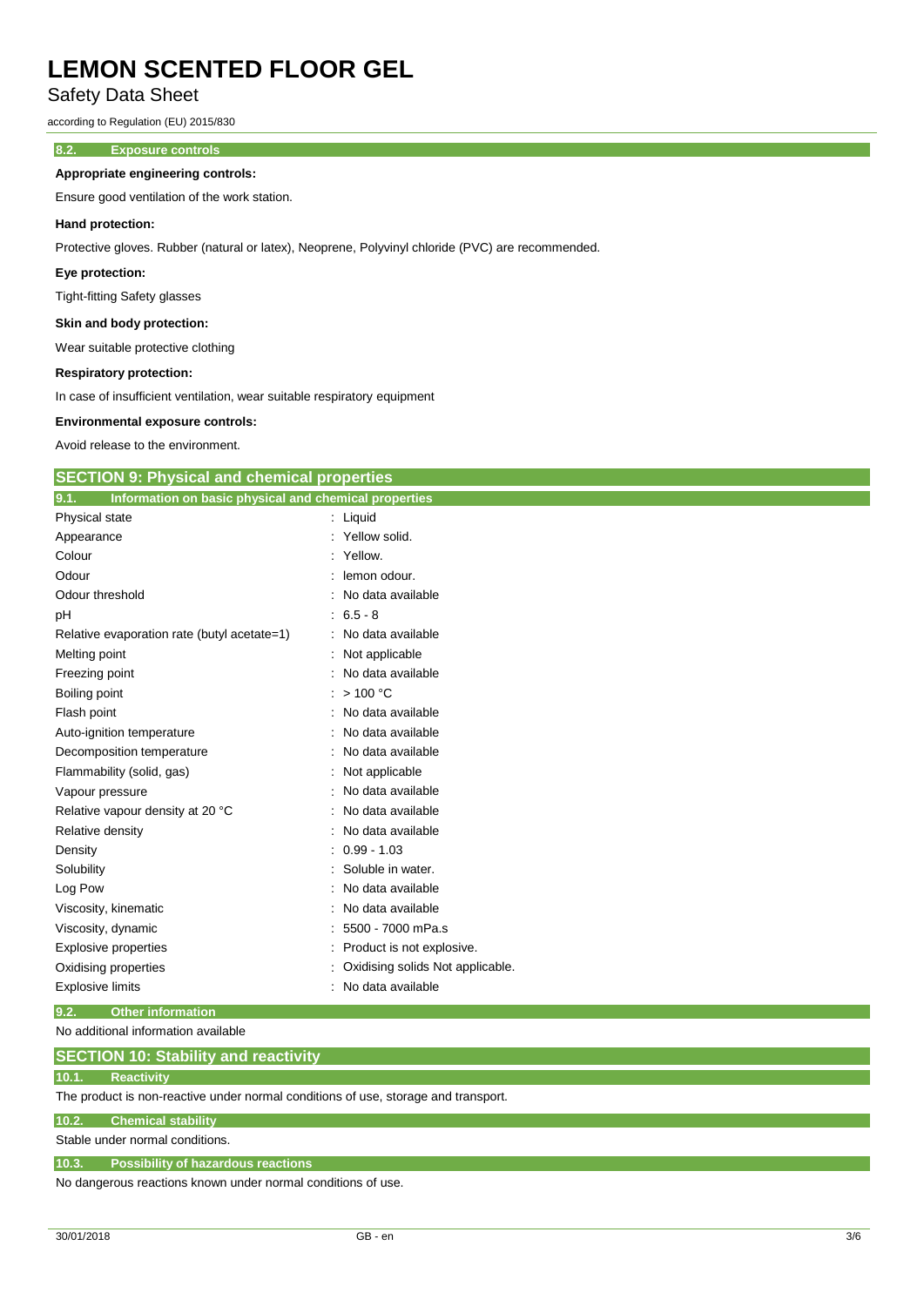### 8.2. Exposure controls

**Appropriate engineering controls:**

Ensure good ventilation of the work station.

**Hand protection:**

Protective gloves. Rubber (natural or latex), Neoprene, Polyvinyl chloride (PVC) are recommended.

**Eye protection:**

Tight-fitting Safety glasses

**Skin and body protection:**

Wear suitable protective clothing

**Respiratory protection:**

In case of insufficient ventilation, wear suitable respiratory equipment

**Environmental exposure controls:**

Avoid release to the environment.

## SECTION 9: Physical and chemical properties

### 9.1. Information on basic physical and chemical properties

| Property | Value |
|---|---|
| Physical state | Liquid |
| Appearance | Yellow solid. |
| Colour | Yellow. |
| Odour | lemon odour. |
| Odour threshold | No data available |
| pH | 6.5 - 8 |
| Relative evaporation rate (butyl acetate=1) | No data available |
| Melting point | Not applicable |
| Freezing point | No data available |
| Boiling point | > 100 °C |
| Flash point | No data available |
| Auto-ignition temperature | No data available |
| Decomposition temperature | No data available |
| Flammability (solid, gas) | Not applicable |
| Vapour pressure | No data available |
| Relative vapour density at 20 °C | No data available |
| Relative density | No data available |
| Density | 0.99 - 1.03 |
| Solubility | Soluble in water. |
| Log Pow | No data available |
| Viscosity, kinematic | No data available |
| Viscosity, dynamic | 5500 - 7000 mPa.s |
| Explosive properties | Product is not explosive. |
| Oxidising properties | Oxidising solids Not applicable. |
| Explosive limits | No data available |

### 9.2. Other information

No additional information available

## SECTION 10: Stability and reactivity

### 10.1. Reactivity

The product is non-reactive under normal conditions of use, storage and transport.

### 10.2. Chemical stability

Stable under normal conditions.

### 10.3. Possibility of hazardous reactions

No dangerous reactions known under normal conditions of use.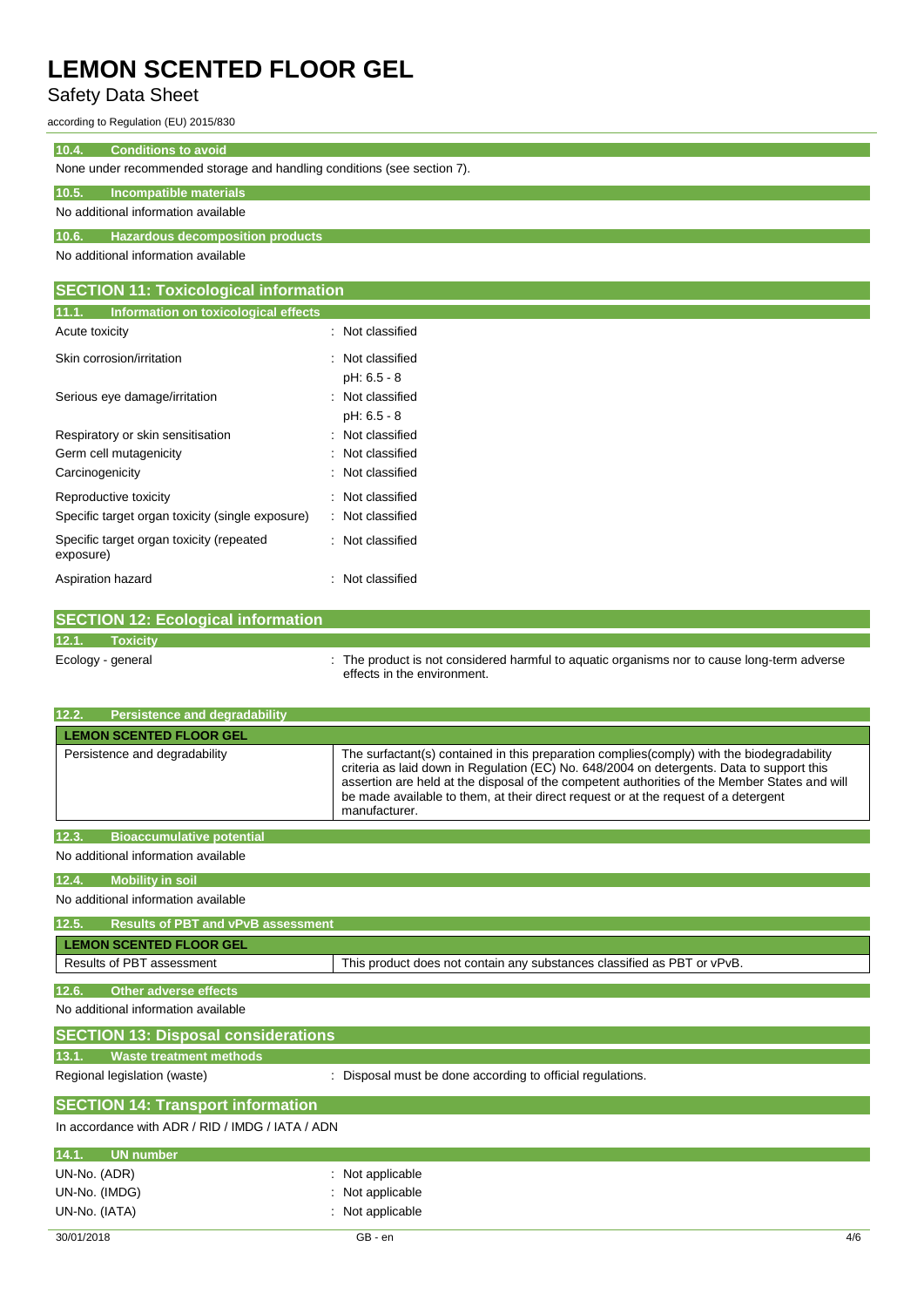# LEMON SCENTED FLOOR GEL

Safety Data Sheet

according to Regulation (EU) 2015/830

### 10.4. Conditions to avoid

None under recommended storage and handling conditions (see section 7).

### 10.5. Incompatible materials

No additional information available

### 10.6. Hazardous decomposition products

No additional information available

## SECTION 11: Toxicological information

### 11.1. Information on toxicological effects

| | |
|---|---|
| Acute toxicity | : Not classified |
| Skin corrosion/irritation | : Not classified<br>pH: 6.5 - 8 |
| Serious eye damage/irritation | : Not classified<br>pH: 6.5 - 8 |
| Respiratory or skin sensitisation | : Not classified |
| Germ cell mutagenicity | : Not classified |
| Carcinogenicity | : Not classified |
| Reproductive toxicity | : Not classified |
| Specific target organ toxicity (single exposure) | : Not classified |
| Specific target organ toxicity (repeated exposure) | : Not classified |
| Aspiration hazard | : Not classified |

## SECTION 12: Ecological information

### 12.1. Toxicity

Ecology - general : The product is not considered harmful to aquatic organisms nor to cause long-term adverse effects in the environment.

### 12.2. Persistence and degradability

| LEMON SCENTED FLOOR GEL | |
|---|---|
| Persistence and degradability | The surfactant(s) contained in this preparation complies(comply) with the biodegradability criteria as laid down in Regulation (EC) No. 648/2004 on detergents. Data to support this assertion are held at the disposal of the competent authorities of the Member States and will be made available to them, at their direct request or at the request of a detergent manufacturer. |

### 12.3. Bioaccumulative potential

No additional information available

### 12.4. Mobility in soil

No additional information available

### 12.5. Results of PBT and vPvB assessment

| LEMON SCENTED FLOOR GEL | |
|---|---|
| Results of PBT assessment | This product does not contain any substances classified as PBT or vPvB. |

### 12.6. Other adverse effects

No additional information available

## SECTION 13: Disposal considerations

### 13.1. Waste treatment methods

Regional legislation (waste) : Disposal must be done according to official regulations.

## SECTION 14: Transport information

In accordance with ADR / RID / IMDG / IATA / ADN

### 14.1. UN number

| | |
|---|---|
| UN-No. (ADR) | : Not applicable |
| UN-No. (IMDG) | : Not applicable |
| UN-No. (IATA) | : Not applicable |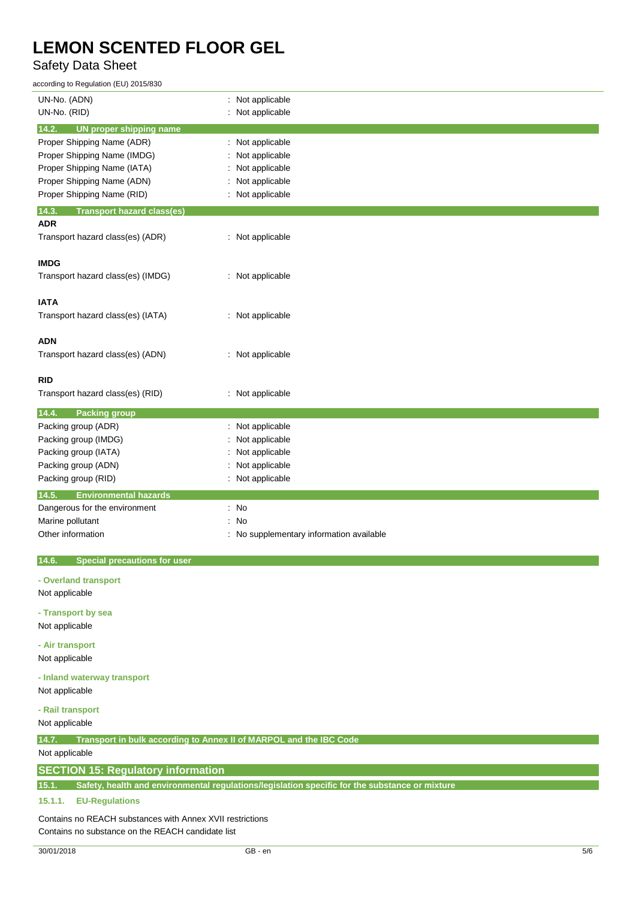| | |
|---|---|
| UN-No. (ADN) | : Not applicable |
| UN-No. (RID) | : Not applicable |

### 14.2. UN proper shipping name

| | |
|---|---|
| Proper Shipping Name (ADR) | : Not applicable |
| Proper Shipping Name (IMDG) | : Not applicable |
| Proper Shipping Name (IATA) | : Not applicable |
| Proper Shipping Name (ADN) | : Not applicable |
| Proper Shipping Name (RID) | : Not applicable |

### 14.3. Transport hazard class(es)

**ADR**

| | |
|---|---|
| Transport hazard class(es) (ADR) | : Not applicable |

**IMDG**

| | |
|---|---|
| Transport hazard class(es) (IMDG) | : Not applicable |

**IATA**

| | |
|---|---|
| Transport hazard class(es) (IATA) | : Not applicable |

**ADN**

| | |
|---|---|
| Transport hazard class(es) (ADN) | : Not applicable |

**RID**

| | |
|---|---|
| Transport hazard class(es) (RID) | : Not applicable |

### 14.4. Packing group

| | |
|---|---|
| Packing group (ADR) | : Not applicable |
| Packing group (IMDG) | : Not applicable |
| Packing group (IATA) | : Not applicable |
| Packing group (ADN) | : Not applicable |
| Packing group (RID) | : Not applicable |

### 14.5. Environmental hazards

| | |
|---|---|
| Dangerous for the environment | : No |
| Marine pollutant | : No |
| Other information | : No supplementary information available |

### 14.6. Special precautions for user

**- Overland transport**

Not applicable

**- Transport by sea**

Not applicable

**- Air transport**

Not applicable

**- Inland waterway transport**

Not applicable

**- Rail transport**

Not applicable

### 14.7. Transport in bulk according to Annex II of MARPOL and the IBC Code

Not applicable

## SECTION 15: Regulatory information

### 15.1. Safety, health and environmental regulations/legislation specific for the substance or mixture

#### 15.1.1. EU-Regulations

Contains no REACH substances with Annex XVII restrictions
Contains no substance on the REACH candidate list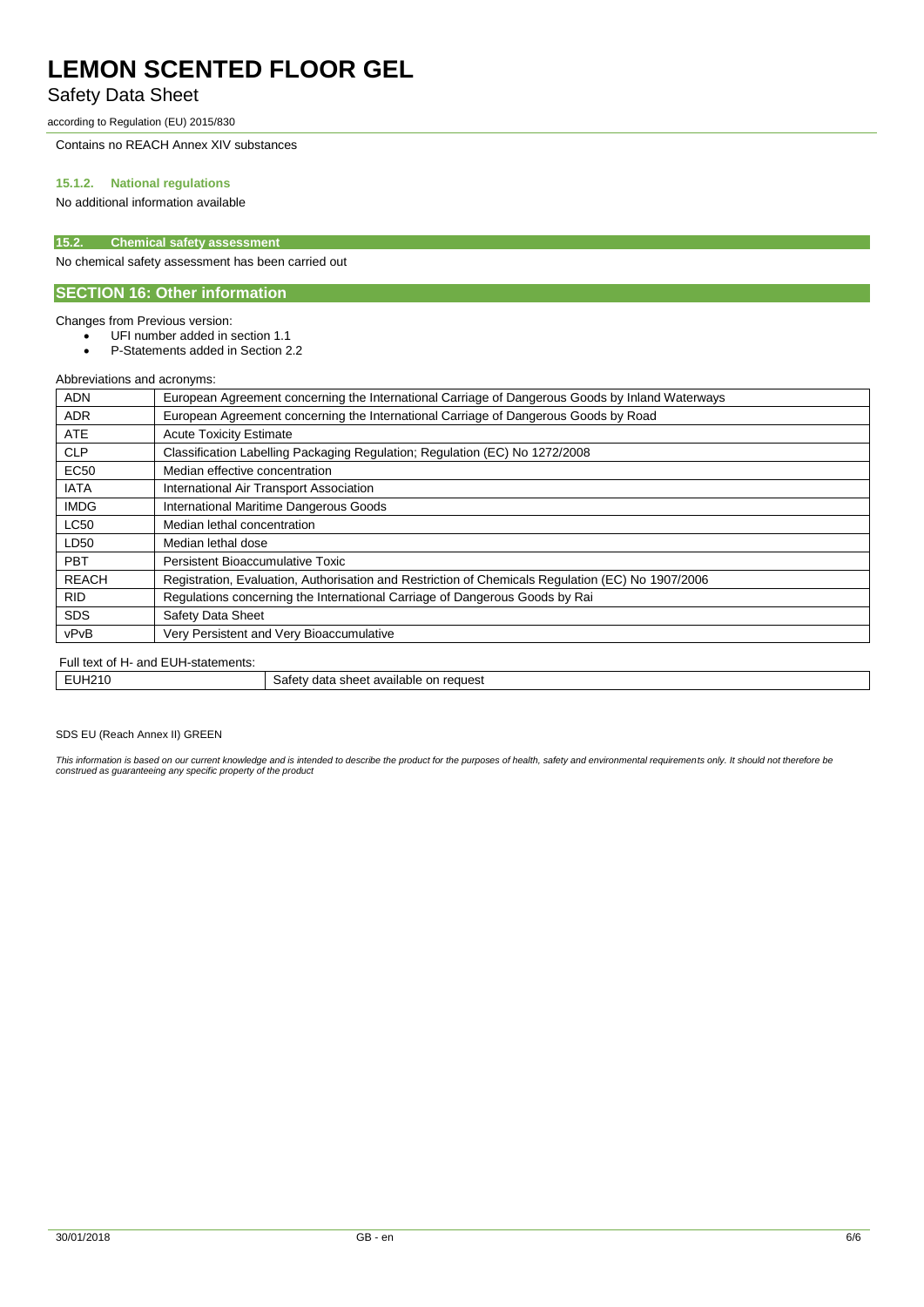Contains no REACH Annex XIV substances

#### 15.1.2. National regulations

No additional information available

### 15.2. Chemical safety assessment

No chemical safety assessment has been carried out

## SECTION 16: Other information

Changes from Previous version:

- UFI number added in section 1.1
- P-Statements added in Section 2.2

Abbreviations and acronyms:

| | |
|---|---|
| ADN | European Agreement concerning the International Carriage of Dangerous Goods by Inland Waterways |
| ADR | European Agreement concerning the International Carriage of Dangerous Goods by Road |
| ATE | Acute Toxicity Estimate |
| CLP | Classification Labelling Packaging Regulation; Regulation (EC) No 1272/2008 |
| EC50 | Median effective concentration |
| IATA | International Air Transport Association |
| IMDG | International Maritime Dangerous Goods |
| LC50 | Median lethal concentration |
| LD50 | Median lethal dose |
| PBT | Persistent Bioaccumulative Toxic |
| REACH | Registration, Evaluation, Authorisation and Restriction of Chemicals Regulation (EC) No 1907/2006 |
| RID | Regulations concerning the International Carriage of Dangerous Goods by Rai |
| SDS | Safety Data Sheet |
| vPvB | Very Persistent and Very Bioaccumulative |

Full text of H- and EUH-statements:

| | |
|---|---|
| EUH210 | Safety data sheet available on request |

SDS EU (Reach Annex II) GREEN

*This information is based on our current knowledge and is intended to describe the product for the purposes of health, safety and environmental requirements only. It should not therefore be construed as guaranteeing any specific property of the product*